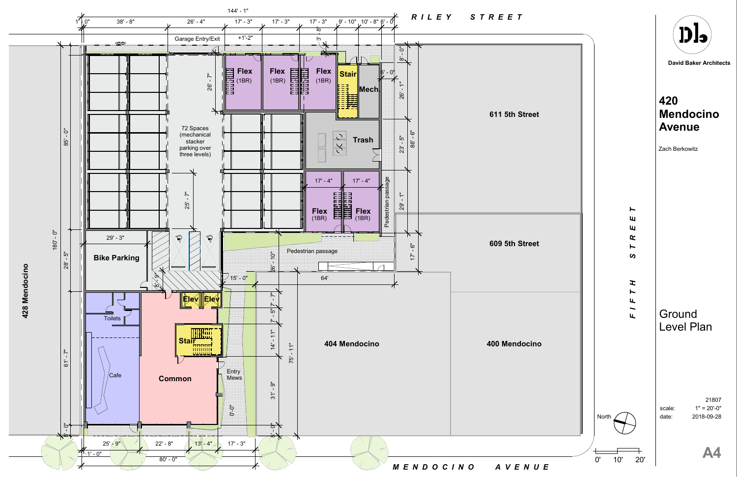# 420 Mendocino Avenue

**David Baker Architects**

Zach Berkowitz

## Ground Level Plan

scale: 1" = 20'-0"

date: 2018-09-28

21807

**A4**

RILEY STREET

FIFTH STREET

MENDOCINO AVENUE

428 Mendocino

611 5th Street

609 5th Street

404 Mendocino

400 Mendocino

Garage Entry/Exit

72 Spaces (mechanical stacker parking over three levels)

Flex (1BR)

Flex (1BR)

Flex (1BR)

Stair

Mech.

Trash

Flex (1BR)

Flex (1BR)

Pedestrian passage

Pedestrian passage

Bike Parking

Elev

Elev

Stair

Toilets

Cafe

Common

Entry Mews

144' - 1"

1' - 0" | 38' - 8" | 26' - 4" | 17' - 3" | 17' - 3" | 17' - 3" | 9' - 10" | 10' - 8" | 6' - 0"

+1'-2"

3' - 8"

8' - 0"

6' - 0"

26' - 1"

23' - 5"

86' - 6"

29' - 1"

17' - 6"

26' - 7"

25' - 7"

17' - 4"

17' - 4"

180' - 0"

85' - 0"

28' - 5"

61' - 7"

5' - 0"

29' - 3"

8' - 9"

26' - 10"

15' - 0"

64'

7' - 7"

7' - 5"

14' - 11"

75' - 11"

31' - 9"

5' - 0"

0' - 0"

25' - 9"

22' - 8"

13' - 4"

17' - 3"

1' - 0"

80' - 0"

North

0' 10' 20'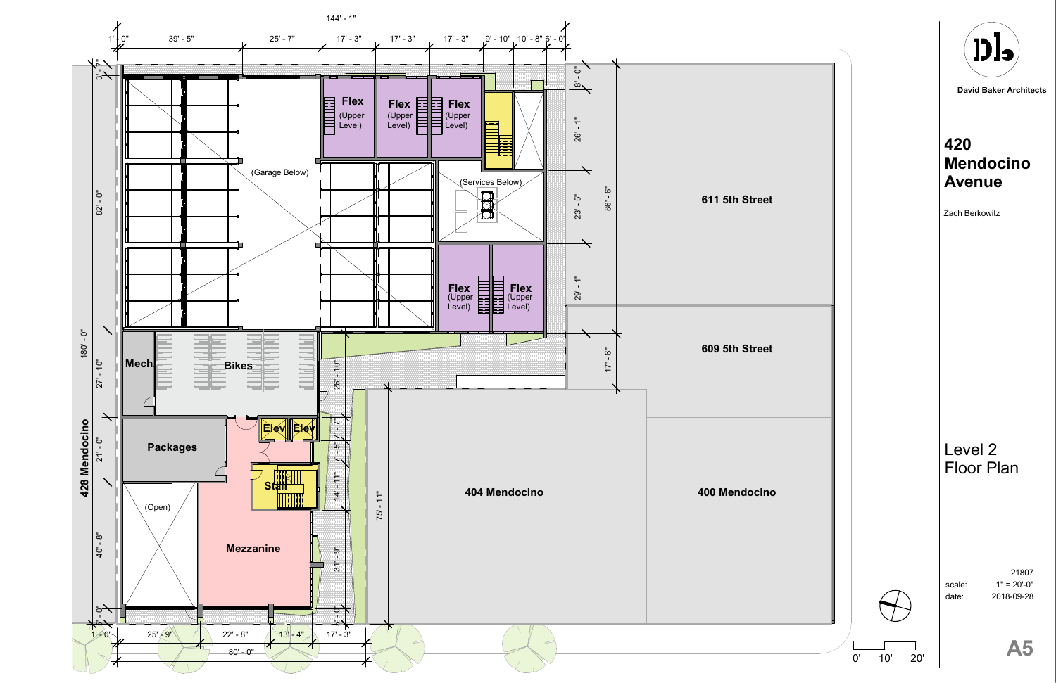David Baker Architects

# 420 Mendocino Avenue

Zach Berkowitz

## Level 2 Floor Plan

| | |
|---|---|
| | 21807 |
| scale: | 1" = 20'-0" |
| date: | 2018-09-28 |

A5

0' 10' 20'

144' - 1"

1' - 0" | 39' - 5" | 25' - 7" | 17' - 3" | 17' - 3" | 17' - 3" | 9' - 10" | 10' - 8" | 6' - 0"

180' - 0"

3' | 82' - 0" | 27' - 10" | 21' - 0" | 40' - 8" | 5' - 0"

8' - 0" | 26' - 1" | 23' - 5" | 29' - 1" | 86' - 6" | 17' - 6"

26' - 10" | 7' - 5" | 7' - 7" | 14' - 11" | 31' - 9" | 5' - 0" | 75' - 11"

1' - 0" | 25' - 9" | 22' - 8" | 13' - 4" | 17' - 3"

80' - 0"

Flex (Upper Level)

Flex (Upper Level)

Flex (Upper Level)

(Garage Below)

(Services Below)

Flex (Upper Level)

Flex (Upper Level)

Mech

Bikes

Elev

Elev

Packages

Stair

(Open)

Mezzanine

428 Mendocino

611 5th Street

609 5th Street

404 Mendocino

400 Mendocino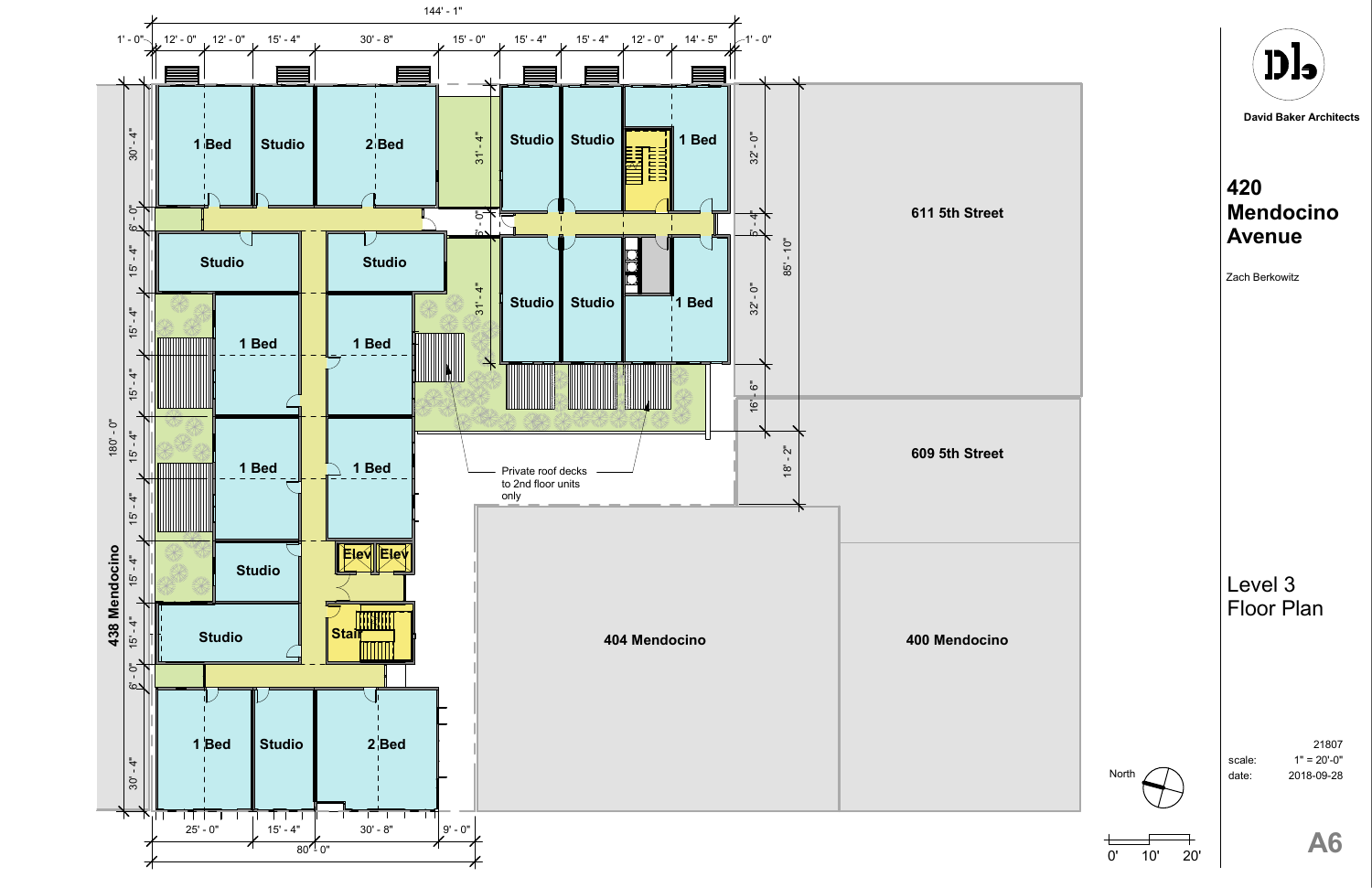# 420 Mendocino Avenue

**David Baker Architects**

Zach Berkowitz

## Level 3 Floor Plan

21807

scale: 1" = 20'-0"

date: 2018-09-28

A6

---

144' - 1"

1' - 0" | 12' - 0" | 12' - 0" | 15' - 4" | 30' - 8" | 15' - 0" | 15' - 4" | 15' - 4" | 12' - 0" | 14' - 5" | 1' - 0"

**1 Bed** | **Studio** | **2 Bed** | **Studio** | **Studio** | **1 Bed**

**Studio** | **Studio**

**1 Bed** | **1 Bed**

**1 Bed** | **1 Bed**

**Studio** | **Elev** | **Elev**

**Studio** | **Stair**

**1 Bed** | **Studio** | **2 Bed**

**Studio** | **Studio** | **1 Bed**

Private roof decks to 2nd floor units only

**611 5th Street**

**609 5th Street**

**404 Mendocino**

**400 Mendocino**

**438 Mendocino**

180' - 0"

30' - 4" | 6' - 0" | 15' - 4" | 15' - 4" | 15' - 4" | 15' - 4" | 15' - 4" | 15' - 4" | 15' - 4" | 6' - 0" | 30' - 4"

31' - 4" | 6' - 0" | 31' - 4"

32' - 0" | 5' - 4" | 32' - 0" | 16' - 6" | 85' - 10" | 18' - 2"

25' - 0" | 15' - 4" | 30' - 8" | 9' - 0"

80' - 0"

North

0' | 10' | 20'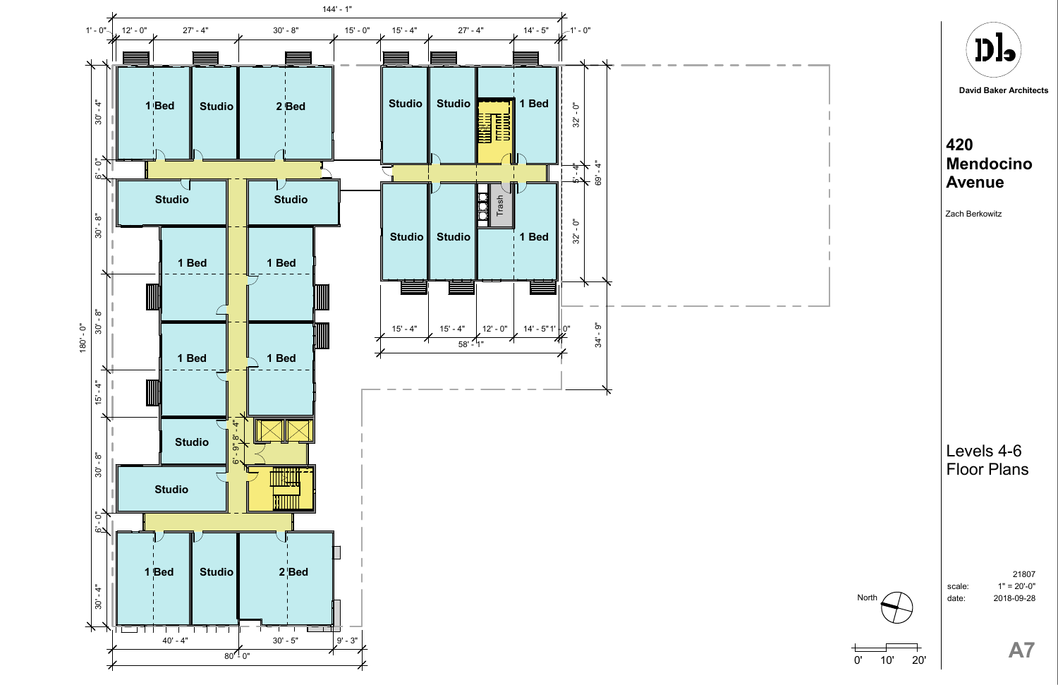# 420 Mendocino Avenue

David Baker Architects

Zach Berkowitz

## Levels 4-6 Floor Plans

144' - 1"

1' - 0" | 12' - 0" | 27' - 4" | 30' - 8" | 15' - 0" | 15' - 4" | 27' - 4" | 14' - 5" | 1' - 0"

1 Bed | Studio | 2 Bed | Studio | Studio | 1 Bed

Studio | Studio | Studio | Studio | Trash | 1 Bed

1 Bed | 1 Bed

1 Bed | 1 Bed

Studio

Studio

1 Bed | Studio | 2 Bed

30' - 4" | 6' - 0" | 30' - 8" | 30' - 8" | 15' - 4" | 30' - 8" | 6' - 0" | 30' - 4"

180' - 0"

32' - 0" | 5' - 4" | 32' - 0" | 69' - 4" | 34' - 9"

15' - 4" | 15' - 4" | 12' - 0" | 14' - 5" | 1' - 0"

58' - 1"

6' - 9" | 8' - 4"

40' - 4" | 30' - 5" | 9' - 3"

80' - 0"

North

0' 10' 20'

21807

scale: 1" = 20'-0"

date: 2018-09-28

A7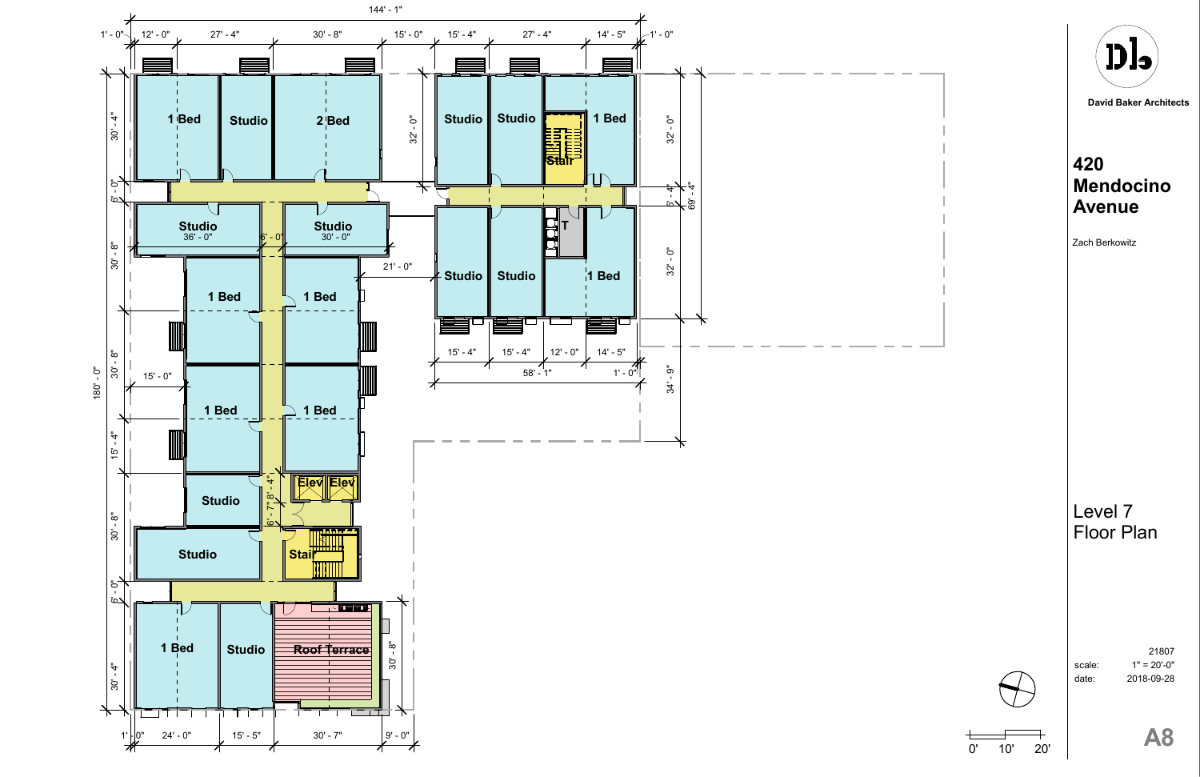David Baker Architects

# 420 Mendocino Avenue

Zach Berkowitz

## Level 7 Floor Plan

21807

scale: 1" = 20'-0"

date: 2018-09-28

A8

144' - 1"

1' - 0" | 12' - 0" | 27' - 4" | 30' - 8" | 15' - 0" | 15' - 4" | 27' - 4" | 14' - 5" | 1' - 0"

1 Bed | Studio | 2 Bed | Studio | Studio | 1 Bed | Stair

Studio 36' - 0" | 6' - 0" | Studio 30' - 0" | 21' - 0"

Studio | Studio | T | 1 Bed

1 Bed | 1 Bed | 1 Bed | 1 Bed

Studio | Elev | Elev | Studio | Stair

1 Bed | Studio | Roof Terrace

180' - 0"

30' - 4" | 6' - 0" | 30' - 8" | 30' - 8" | 15' - 0" | 15' - 4" | 30' - 8" | 6' - 0" | 30' - 4"

32' - 0" | 32' - 0" | 5' - 4" | 32' - 0" | 69' - 4" | 34' - 9"

15' - 4" | 15' - 4" | 12' - 0" | 14' - 5"

58' - 1" | 1' - 0"

6' - 7" | 8' - 4"

30' - 8"

1' - 0" | 24' - 0" | 15' - 5" | 30' - 7" | 9' - 0"

0' 10' 20'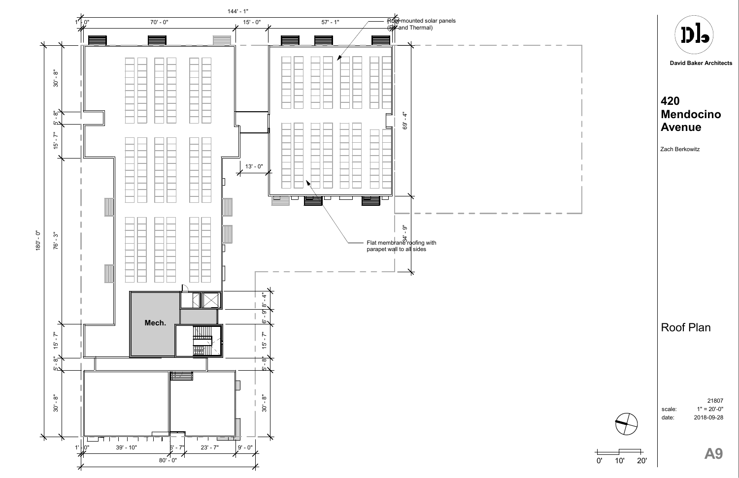David Baker Architects

# 420 Mendocino Avenue

Zach Berkowitz

## Roof Plan

Roof mounted solar panels (PV and Thermal)

Flat membrane roofing with parapet wall to all sides

Mech.

144' - 1"

1' - 0"

70' - 0"

15' - 0"

57' - 1"

180' - 0"

30' - 8"

5' - 8"

15' - 7"

76' - 3"

15' - 7"

5' - 8"

30' - 8"

13' - 0"

69' - 4"

34' - 9"

8' - 4"

6' - 9"

15' - 7"

5' - 8"

30' - 8"

1' - 0"

39' - 10"

6' - 7"

23' - 7"

9' - 0"

80' - 0"

0' 10' 20'

21807

scale: 1" = 20'-0"

date: 2018-09-28

A9